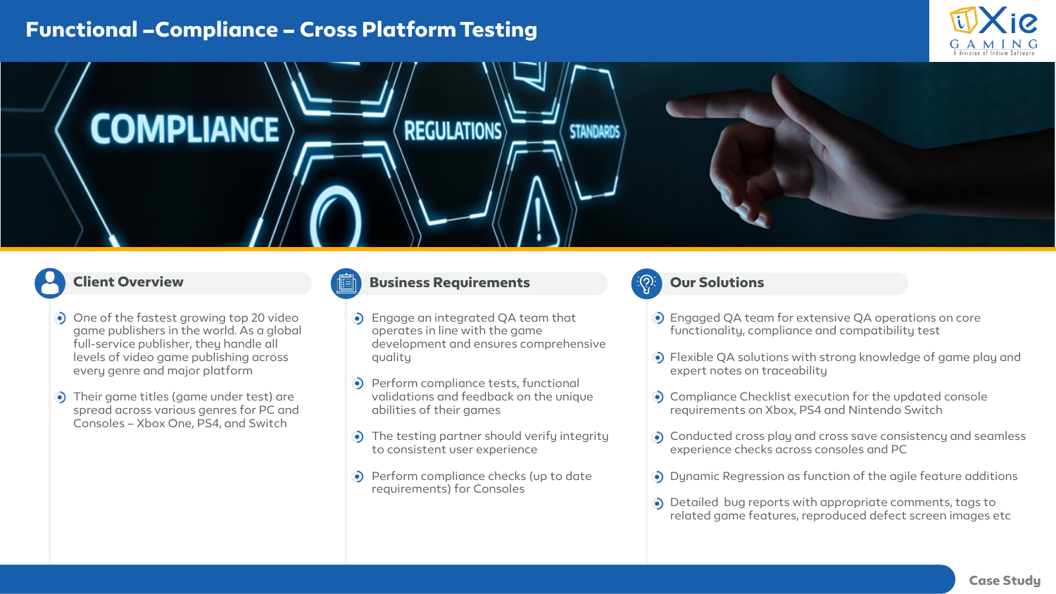# Functional –Compliance – Cross Platform Testing

## Client Overview

- One of the fastest growing top 20 video game publishers in the world. As a global full-service publisher, they handle all levels of video game publishing across every genre and major platform
- Their game titles (game under test) are spread across various genres for PC and Consoles – Xbox One, PS4, and Switch

## Business Requirements

- Engage an integrated QA team that operates in line with the game development and ensures comprehensive quality
- Perform compliance tests, functional validations and feedback on the unique abilities of their games
- The testing partner should verify integrity to consistent user experience
- Perform compliance checks (up to date requirements) for Consoles

## Our Solutions

- Engaged QA team for extensive QA operations on core functionality, compliance and compatibility test
- Flexible QA solutions with strong knowledge of game play and expert notes on traceability
- Compliance Checklist execution for the updated console requirements on Xbox, PS4 and Nintendo Switch
- Conducted cross play and cross save consistency and seamless experience checks across consoles and PC
- Dynamic Regression as function of the agile feature additions
- Detailed bug reports with appropriate comments, tags to related game features, reproduced defect screen images etc

Case Study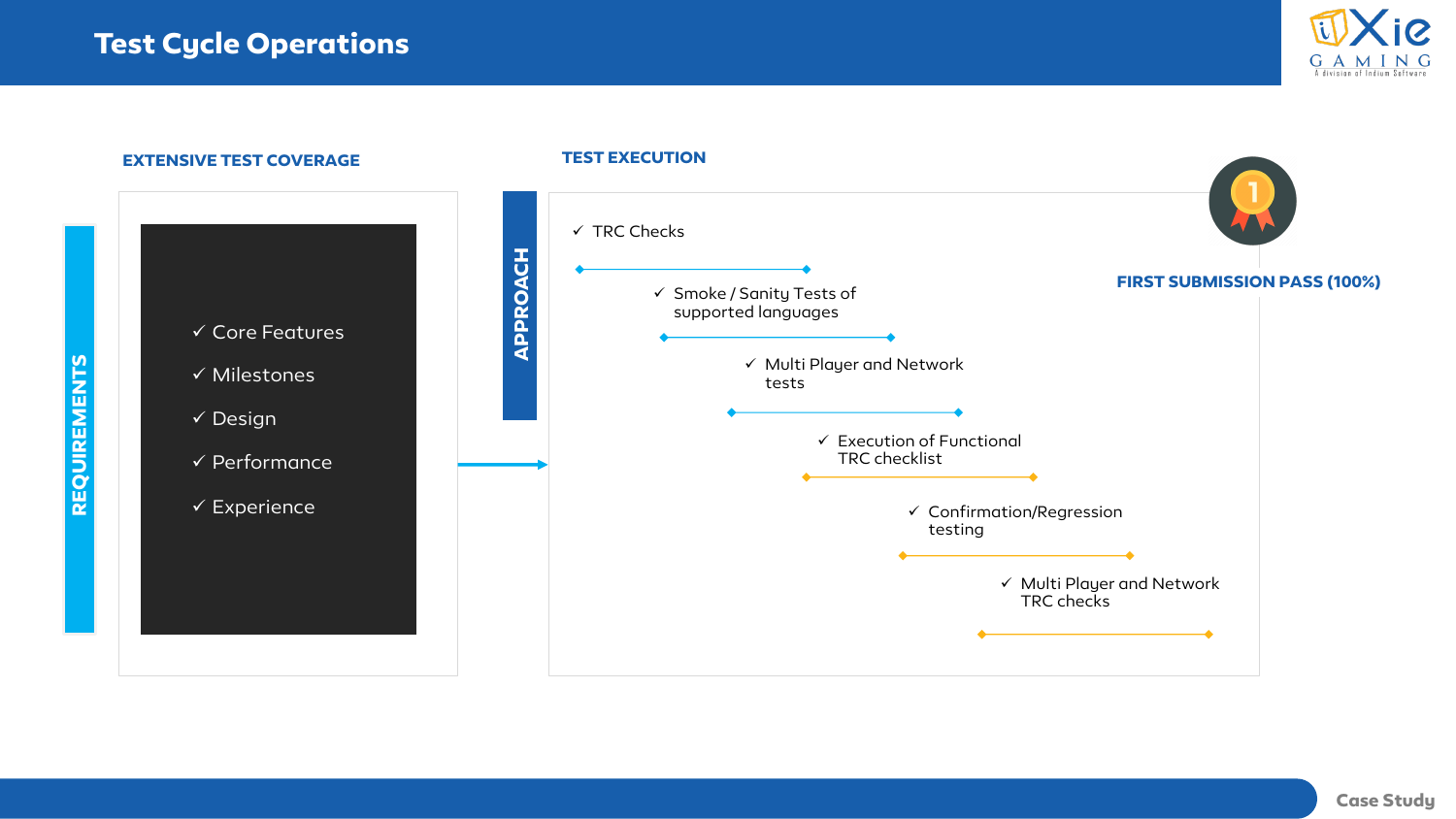# Test Cycle Operations

## EXTENSIVE TEST COVERAGE

**REQUIREMENTS**

- ✓ Core Features
- ✓ Milestones
- ✓ Design
- ✓ Performance
- ✓ Experience

## TEST EXECUTION

**APPROACH**

- ✓ TRC Checks
- ✓ Smoke / Sanity Tests of supported languages
- ✓ Multi Player and Network tests
- ✓ Execution of Functional TRC checklist
- ✓ Confirmation/Regression testing
- ✓ Multi Player and Network TRC checks

**FIRST SUBMISSION PASS (100%)**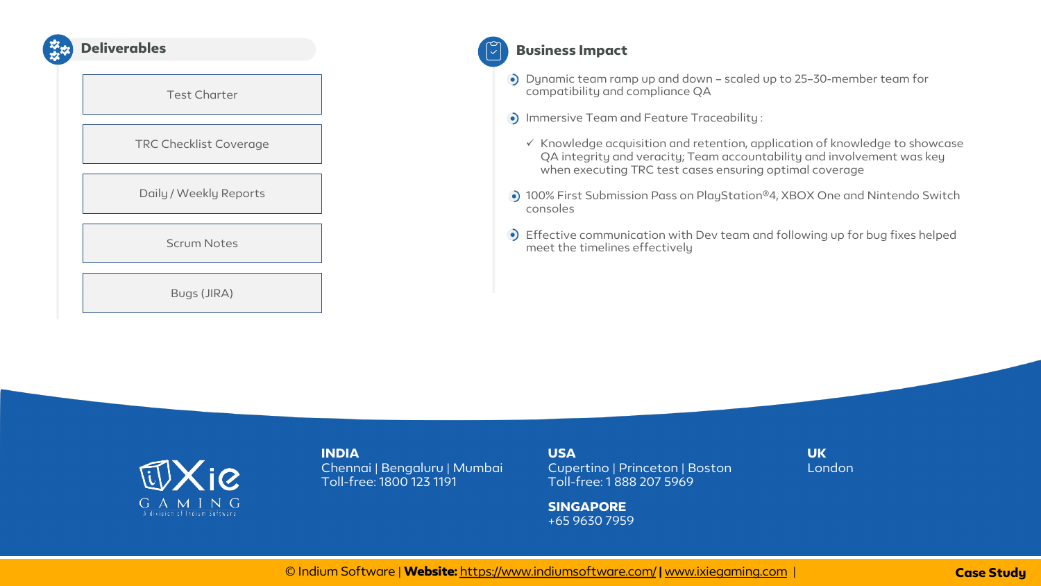## Deliverables

- Test Charter
- TRC Checklist Coverage
- Daily / Weekly Reports
- Scrum Notes
- Bugs (JIRA)

## Business Impact

- Dynamic team ramp up and down – scaled up to 25–30-member team for compatibility and compliance QA
- Immersive Team and Feature Traceability :
  - ✓ Knowledge acquisition and retention, application of knowledge to showcase QA integrity and veracity; Team accountability and involvement was key when executing TRC test cases ensuring optimal coverage
- 100% First Submission Pass on PlayStation®4, XBOX One and Nintendo Switch consoles
- Effective communication with Dev team and following up for bug fixes helped meet the timelines effectively

iXie GAMING
A division of Indium Software

**INDIA**
Chennai | Bengaluru | Mumbai
Toll-free: 1800 123 1191

**USA**
Cupertino | Princeton | Boston
Toll-free: 1 888 207 5969

**SINGAPORE**
+65 9630 7959

**UK**
London

© Indium Software | **Website:** https://www.indiumsoftware.com/ | www.ixiegaming.com | **Case Study**